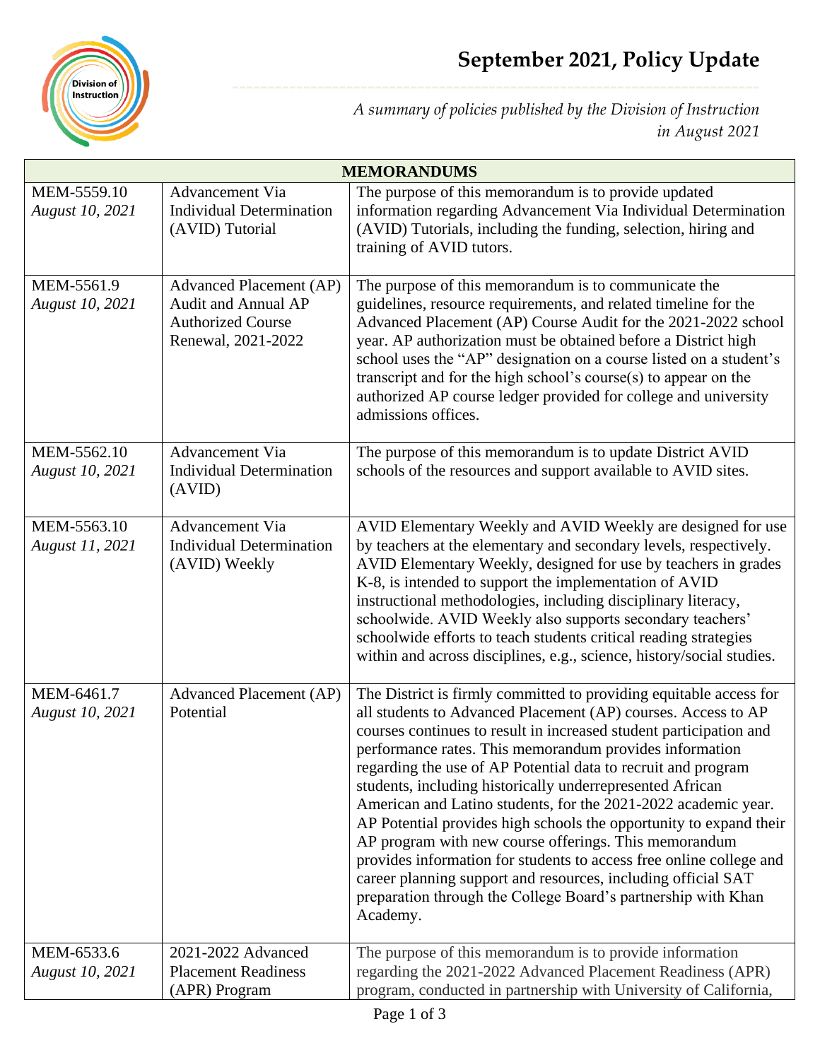# September 2021, Policy Update

*A summary of policies published by the Division of Instruction in August 2021*

| MEMORANDUMS | | |
|---|---|---|
| MEM-5559.10 *August 10, 2021* | Advancement Via Individual Determination (AVID) Tutorial | The purpose of this memorandum is to provide updated information regarding Advancement Via Individual Determination (AVID) Tutorials, including the funding, selection, hiring and training of AVID tutors. |
| MEM-5561.9 *August 10, 2021* | Advanced Placement (AP) Audit and Annual AP Authorized Course Renewal, 2021-2022 | The purpose of this memorandum is to communicate the guidelines, resource requirements, and related timeline for the Advanced Placement (AP) Course Audit for the 2021-2022 school year. AP authorization must be obtained before a District high school uses the "AP" designation on a course listed on a student's transcript and for the high school's course(s) to appear on the authorized AP course ledger provided for college and university admissions offices. |
| MEM-5562.10 *August 10, 2021* | Advancement Via Individual Determination (AVID) | The purpose of this memorandum is to update District AVID schools of the resources and support available to AVID sites. |
| MEM-5563.10 *August 11, 2021* | Advancement Via Individual Determination (AVID) Weekly | AVID Elementary Weekly and AVID Weekly are designed for use by teachers at the elementary and secondary levels, respectively. AVID Elementary Weekly, designed for use by teachers in grades K-8, is intended to support the implementation of AVID instructional methodologies, including disciplinary literacy, schoolwide. AVID Weekly also supports secondary teachers' schoolwide efforts to teach students critical reading strategies within and across disciplines, e.g., science, history/social studies. |
| MEM-6461.7 *August 10, 2021* | Advanced Placement (AP) Potential | The District is firmly committed to providing equitable access for all students to Advanced Placement (AP) courses. Access to AP courses continues to result in increased student participation and performance rates. This memorandum provides information regarding the use of AP Potential data to recruit and program students, including historically underrepresented African American and Latino students, for the 2021-2022 academic year. AP Potential provides high schools the opportunity to expand their AP program with new course offerings. This memorandum provides information for students to access free online college and career planning support and resources, including official SAT preparation through the College Board's partnership with Khan Academy. |
| MEM-6533.6 *August 10, 2021* | 2021-2022 Advanced Placement Readiness (APR) Program | The purpose of this memorandum is to provide information regarding the 2021-2022 Advanced Placement Readiness (APR) program, conducted in partnership with University of California, |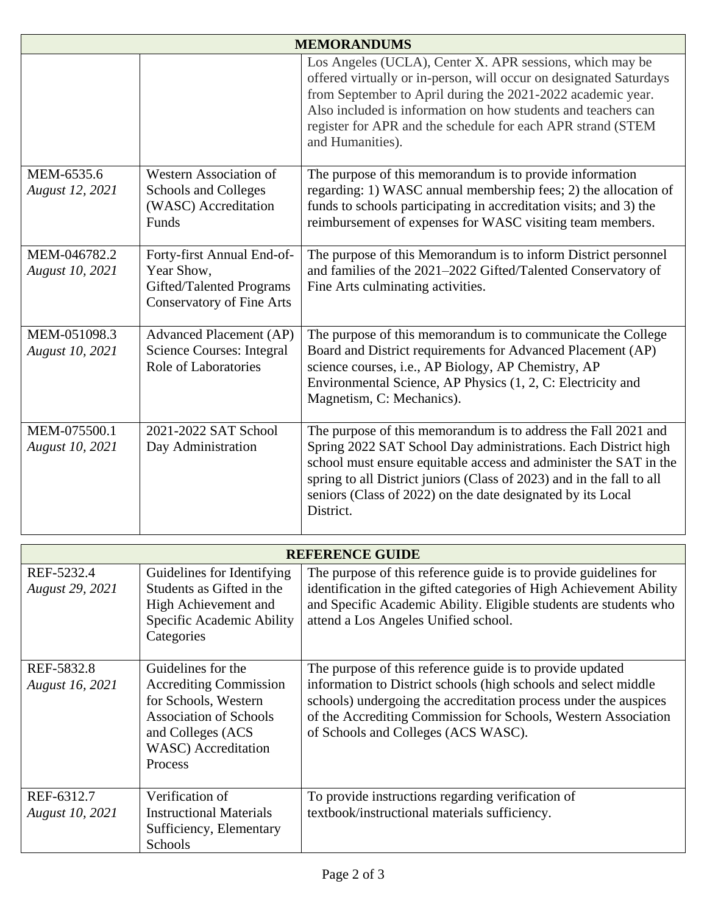| MEMORANDUMS | | |
|---|---|---|
| | | Los Angeles (UCLA), Center X. APR sessions, which may be offered virtually or in-person, will occur on designated Saturdays from September to April during the 2021-2022 academic year. Also included is information on how students and teachers can register for APR and the schedule for each APR strand (STEM and Humanities). |
| MEM-6535.6 *August 12, 2021* | Western Association of Schools and Colleges (WASC) Accreditation Funds | The purpose of this memorandum is to provide information regarding: 1) WASC annual membership fees; 2) the allocation of funds to schools participating in accreditation visits; and 3) the reimbursement of expenses for WASC visiting team members. |
| MEM-046782.2 *August 10, 2021* | Forty-first Annual End-of-Year Show, Gifted/Talented Programs Conservatory of Fine Arts | The purpose of this Memorandum is to inform District personnel and families of the 2021–2022 Gifted/Talented Conservatory of Fine Arts culminating activities. |
| MEM-051098.3 *August 10, 2021* | Advanced Placement (AP) Science Courses: Integral Role of Laboratories | The purpose of this memorandum is to communicate the College Board and District requirements for Advanced Placement (AP) science courses, i.e., AP Biology, AP Chemistry, AP Environmental Science, AP Physics (1, 2, C: Electricity and Magnetism, C: Mechanics). |
| MEM-075500.1 *August 10, 2021* | 2021-2022 SAT School Day Administration | The purpose of this memorandum is to address the Fall 2021 and Spring 2022 SAT School Day administrations. Each District high school must ensure equitable access and administer the SAT in the spring to all District juniors (Class of 2023) and in the fall to all seniors (Class of 2022) on the date designated by its Local District. |

| REFERENCE GUIDE | | |
|---|---|---|
| REF-5232.4 *August 29, 2021* | Guidelines for Identifying Students as Gifted in the High Achievement and Specific Academic Ability Categories | The purpose of this reference guide is to provide guidelines for identification in the gifted categories of High Achievement Ability and Specific Academic Ability. Eligible students are students who attend a Los Angeles Unified school. |
| REF-5832.8 *August 16, 2021* | Guidelines for the Accrediting Commission for Schools, Western Association of Schools and Colleges (ACS WASC) Accreditation Process | The purpose of this reference guide is to provide updated information to District schools (high schools and select middle schools) undergoing the accreditation process under the auspices of the Accrediting Commission for Schools, Western Association of Schools and Colleges (ACS WASC). |
| REF-6312.7 *August 10, 2021* | Verification of Instructional Materials Sufficiency, Elementary Schools | To provide instructions regarding verification of textbook/instructional materials sufficiency. |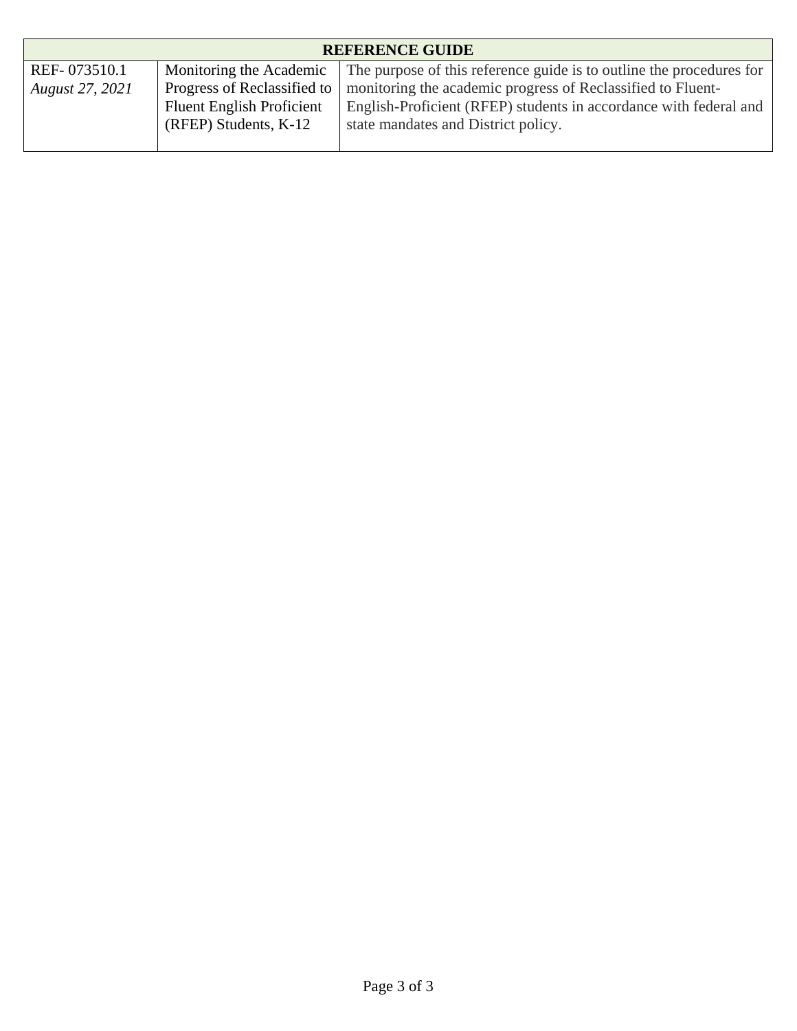| REFERENCE GUIDE | | |
|---|---|---|
| REF- 073510.1<br>*August 27, 2021* | Monitoring the Academic Progress of Reclassified to Fluent English Proficient (RFEP) Students, K-12 | The purpose of this reference guide is to outline the procedures for monitoring the academic progress of Reclassified to Fluent-English-Proficient (RFEP) students in accordance with federal and state mandates and District policy. |